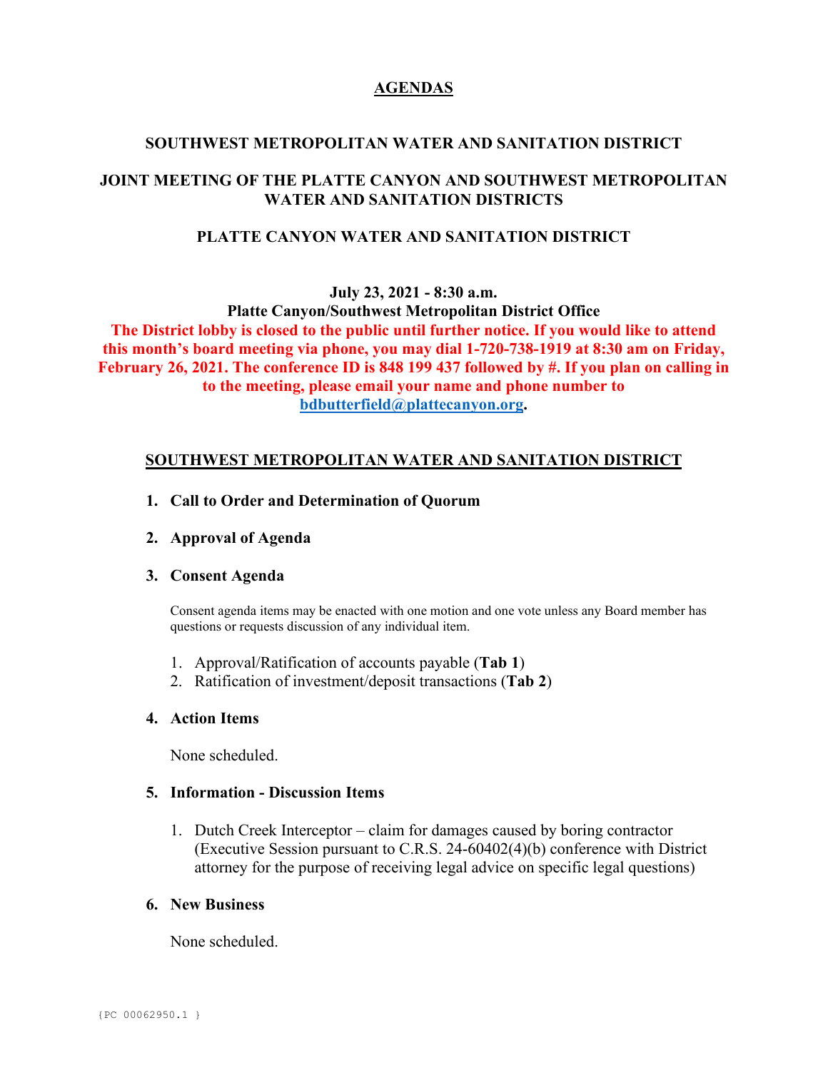# AGENDAS

## SOUTHWEST METROPOLITAN WATER AND SANITATION DISTRICT

## JOINT MEETING OF THE PLATTE CANYON AND SOUTHWEST METROPOLITAN WATER AND SANITATION DISTRICTS

## PLATTE CANYON WATER AND SANITATION DISTRICT

**July 23, 2021 - 8:30 a.m.**
**Platte Canyon/Southwest Metropolitan District Office**

**The District lobby is closed to the public until further notice. If you would like to attend this month's board meeting via phone, you may dial 1-720-738-1919 at 8:30 am on Friday, February 26, 2021. The conference ID is 848 199 437 followed by #. If you plan on calling in to the meeting, please email your name and phone number to bdbutterfield@plattecanyon.org.**

## SOUTHWEST METROPOLITAN WATER AND SANITATION DISTRICT

1. **Call to Order and Determination of Quorum**

2. **Approval of Agenda**

3. **Consent Agenda**

   Consent agenda items may be enacted with one motion and one vote unless any Board member has questions or requests discussion of any individual item.

   1. Approval/Ratification of accounts payable (**Tab 1**)
   2. Ratification of investment/deposit transactions (**Tab 2**)

4. **Action Items**

   None scheduled.

5. **Information - Discussion Items**

   1. Dutch Creek Interceptor – claim for damages caused by boring contractor (Executive Session pursuant to C.R.S. 24-60402(4)(b) conference with District attorney for the purpose of receiving legal advice on specific legal questions)

6. **New Business**

   None scheduled.

{PC 00062950.1 }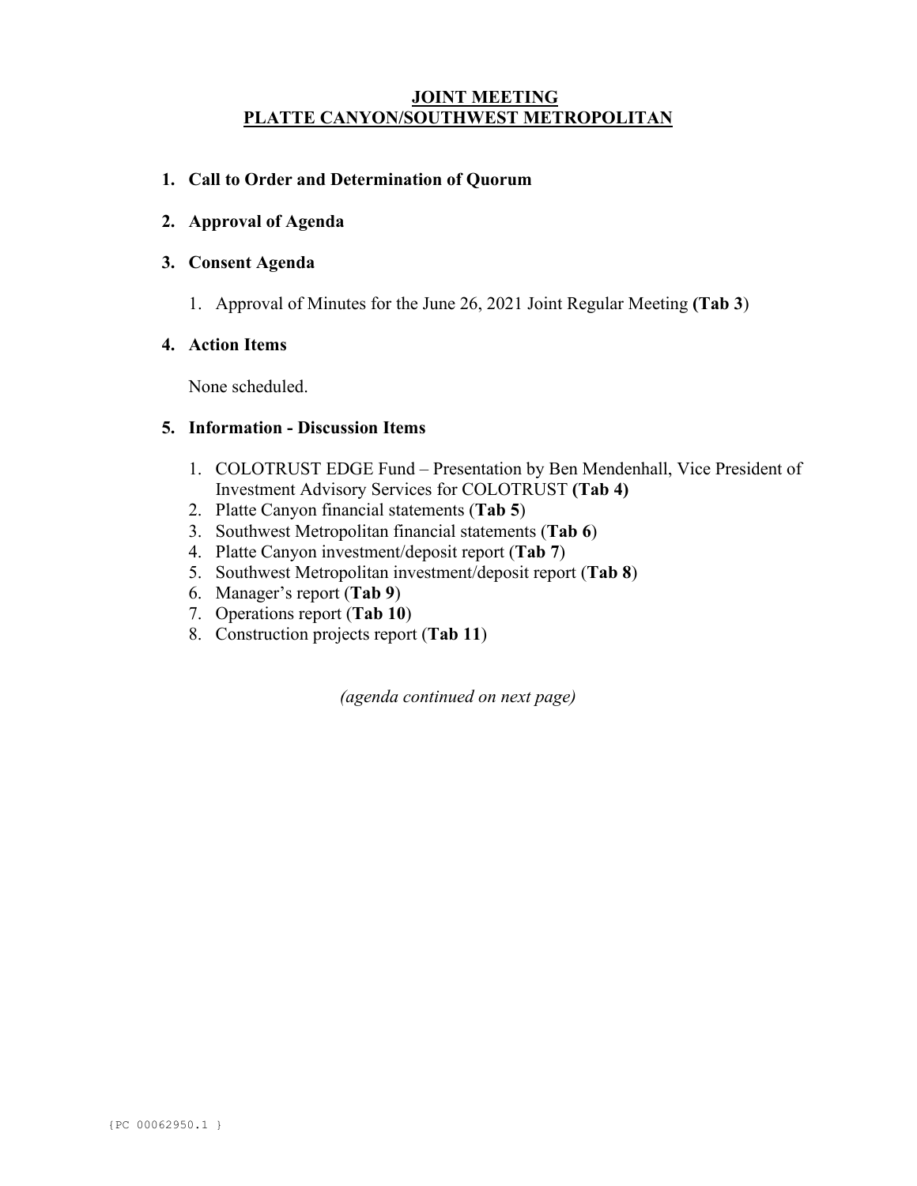**JOINT MEETING**
**PLATTE CANYON/SOUTHWEST METROPOLITAN**

**1. Call to Order and Determination of Quorum**

**2. Approval of Agenda**

**3. Consent Agenda**

1. Approval of Minutes for the June 26, 2021 Joint Regular Meeting **(Tab 3**)

**4. Action Items**

None scheduled.

**5. Information - Discussion Items**

1. COLOTRUST EDGE Fund – Presentation by Ben Mendenhall, Vice President of Investment Advisory Services for COLOTRUST **(Tab 4)**
2. Platte Canyon financial statements (**Tab 5**)
3. Southwest Metropolitan financial statements (**Tab 6**)
4. Platte Canyon investment/deposit report (**Tab 7**)
5. Southwest Metropolitan investment/deposit report (**Tab 8**)
6. Manager's report (**Tab 9**)
7. Operations report (**Tab 10**)
8. Construction projects report (**Tab 11**)

*(agenda continued on next page)*

{PC 00062950.1 }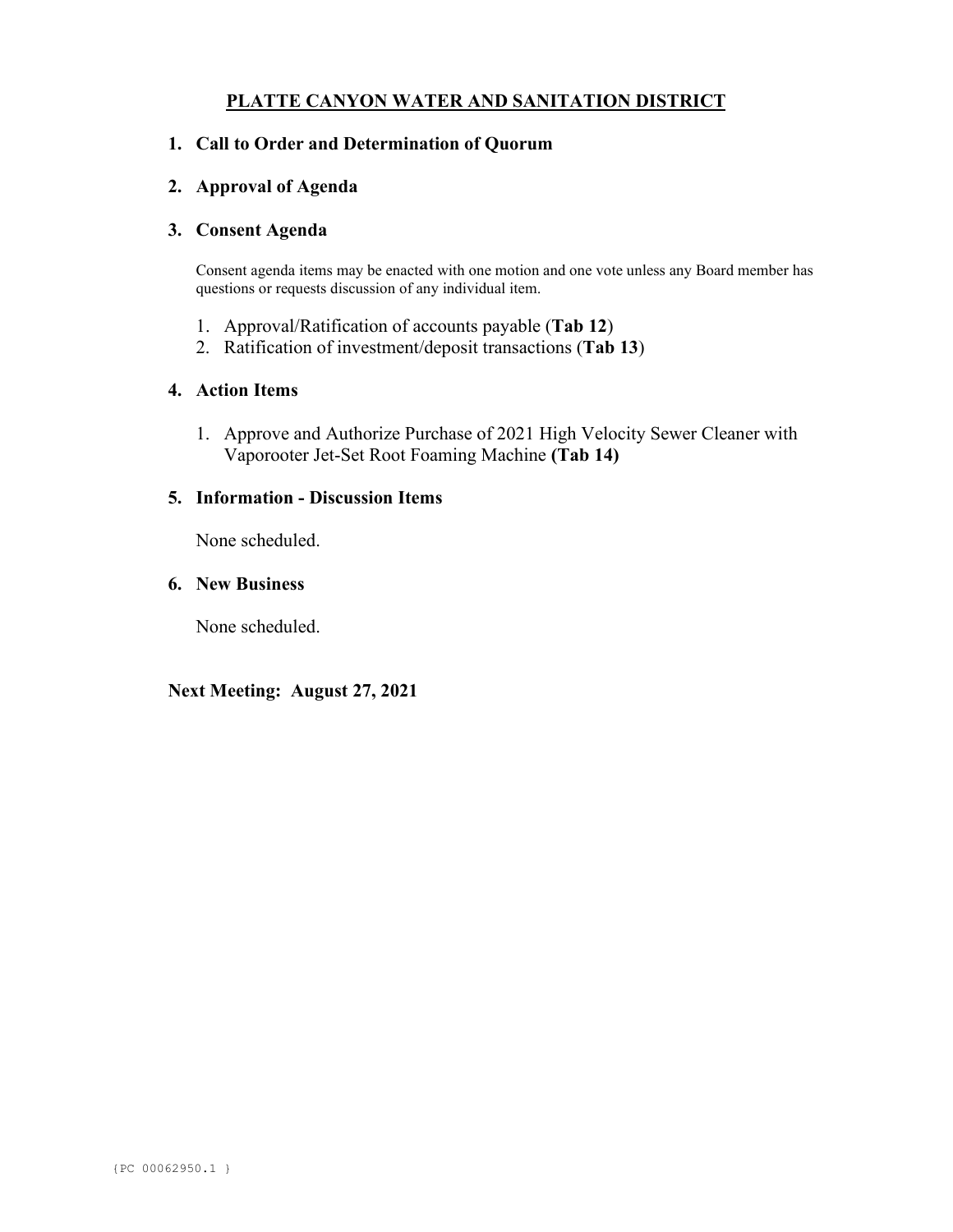# PLATTE CANYON WATER AND SANITATION DISTRICT

## 1. Call to Order and Determination of Quorum

## 2. Approval of Agenda

## 3. Consent Agenda

Consent agenda items may be enacted with one motion and one vote unless any Board member has questions or requests discussion of any individual item.

1. Approval/Ratification of accounts payable (**Tab 12**)
2. Ratification of investment/deposit transactions (**Tab 13**)

## 4. Action Items

1. Approve and Authorize Purchase of 2021 High Velocity Sewer Cleaner with Vaporooter Jet-Set Root Foaming Machine **(Tab 14)**

## 5. Information - Discussion Items

None scheduled.

## 6. New Business

None scheduled.

**Next Meeting: August 27, 2021**

{PC 00062950.1 }